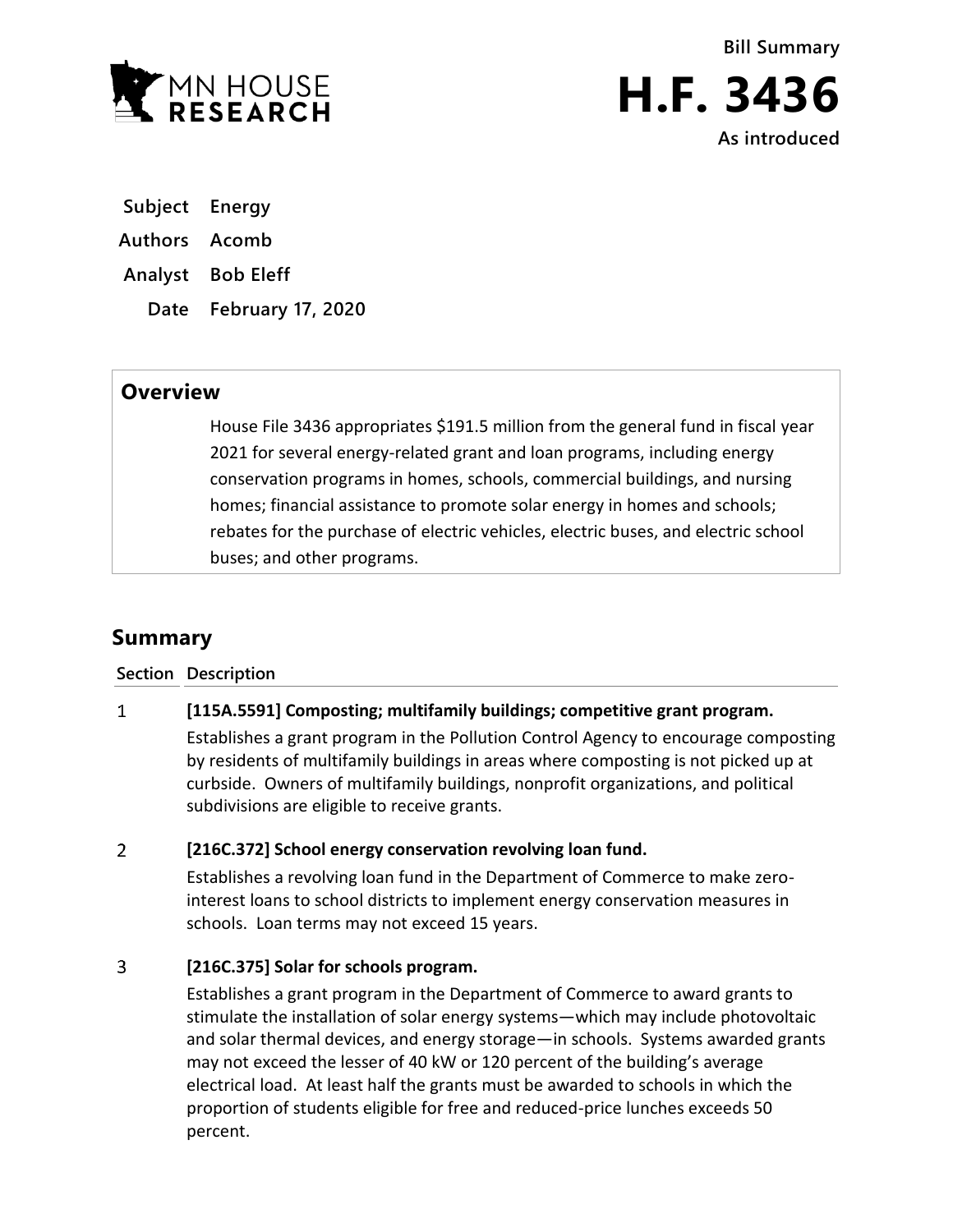Bill Summary

# H.F. 3436

As introduced

| | |
|---|---|
| **Subject** | Energy |
| **Authors** | Acomb |
| **Analyst** | Bob Eleff |
| **Date** | February 17, 2020 |

## Overview

House File 3436 appropriates $191.5 million from the general fund in fiscal year 2021 for several energy-related grant and loan programs, including energy conservation programs in homes, schools, commercial buildings, and nursing homes; financial assistance to promote solar energy in homes and schools; rebates for the purchase of electric vehicles, electric buses, and electric school buses; and other programs.

## Summary

| Section | Description |
|---|---|
| 1 | **[115A.5591] Composting; multifamily buildings; competitive grant program.** Establishes a grant program in the Pollution Control Agency to encourage composting by residents of multifamily buildings in areas where composting is not picked up at curbside. Owners of multifamily buildings, nonprofit organizations, and political subdivisions are eligible to receive grants. |
| 2 | **[216C.372] School energy conservation revolving loan fund.** Establishes a revolving loan fund in the Department of Commerce to make zero-interest loans to school districts to implement energy conservation measures in schools. Loan terms may not exceed 15 years. |
| 3 | **[216C.375] Solar for schools program.** Establishes a grant program in the Department of Commerce to award grants to stimulate the installation of solar energy systems—which may include photovoltaic and solar thermal devices, and energy storage—in schools. Systems awarded grants may not exceed the lesser of 40 kW or 120 percent of the building's average electrical load. At least half the grants must be awarded to schools in which the proportion of students eligible for free and reduced-price lunches exceeds 50 percent. |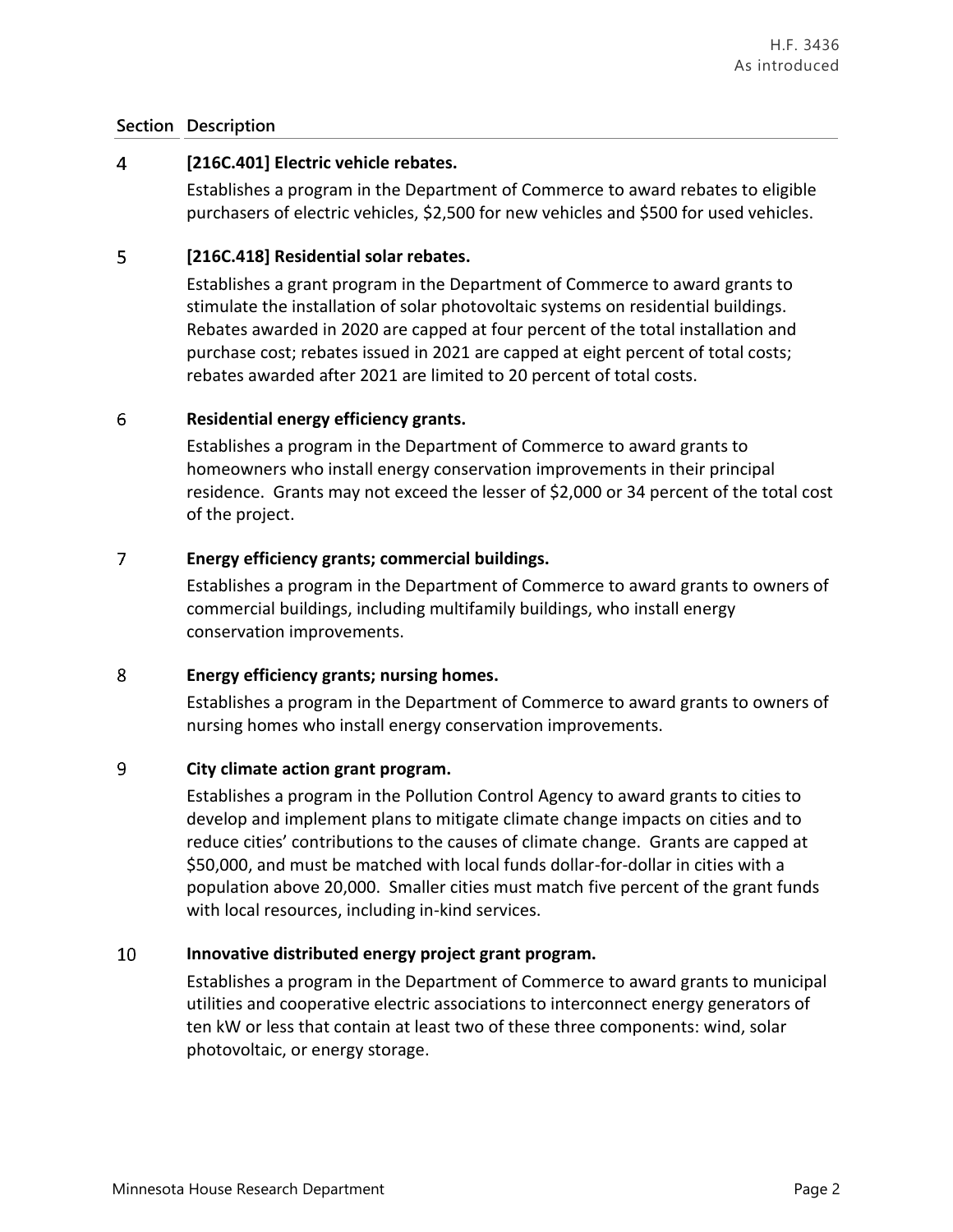| Section | Description |
|---|---|
| 4 | **[216C.401] Electric vehicle rebates.**<br>Establishes a program in the Department of Commerce to award rebates to eligible purchasers of electric vehicles, $2,500 for new vehicles and $500 for used vehicles. |
| 5 | **[216C.418] Residential solar rebates.**<br>Establishes a grant program in the Department of Commerce to award grants to stimulate the installation of solar photovoltaic systems on residential buildings. Rebates awarded in 2020 are capped at four percent of the total installation and purchase cost; rebates issued in 2021 are capped at eight percent of total costs; rebates awarded after 2021 are limited to 20 percent of total costs. |
| 6 | **Residential energy efficiency grants.**<br>Establishes a program in the Department of Commerce to award grants to homeowners who install energy conservation improvements in their principal residence. Grants may not exceed the lesser of $2,000 or 34 percent of the total cost of the project. |
| 7 | **Energy efficiency grants; commercial buildings.**<br>Establishes a program in the Department of Commerce to award grants to owners of commercial buildings, including multifamily buildings, who install energy conservation improvements. |
| 8 | **Energy efficiency grants; nursing homes.**<br>Establishes a program in the Department of Commerce to award grants to owners of nursing homes who install energy conservation improvements. |
| 9 | **City climate action grant program.**<br>Establishes a program in the Pollution Control Agency to award grants to cities to develop and implement plans to mitigate climate change impacts on cities and to reduce cities' contributions to the causes of climate change. Grants are capped at $50,000, and must be matched with local funds dollar-for-dollar in cities with a population above 20,000. Smaller cities must match five percent of the grant funds with local resources, including in-kind services. |
| 10 | **Innovative distributed energy project grant program.**<br>Establishes a program in the Department of Commerce to award grants to municipal utilities and cooperative electric associations to interconnect energy generators of ten kW or less that contain at least two of these three components: wind, solar photovoltaic, or energy storage. |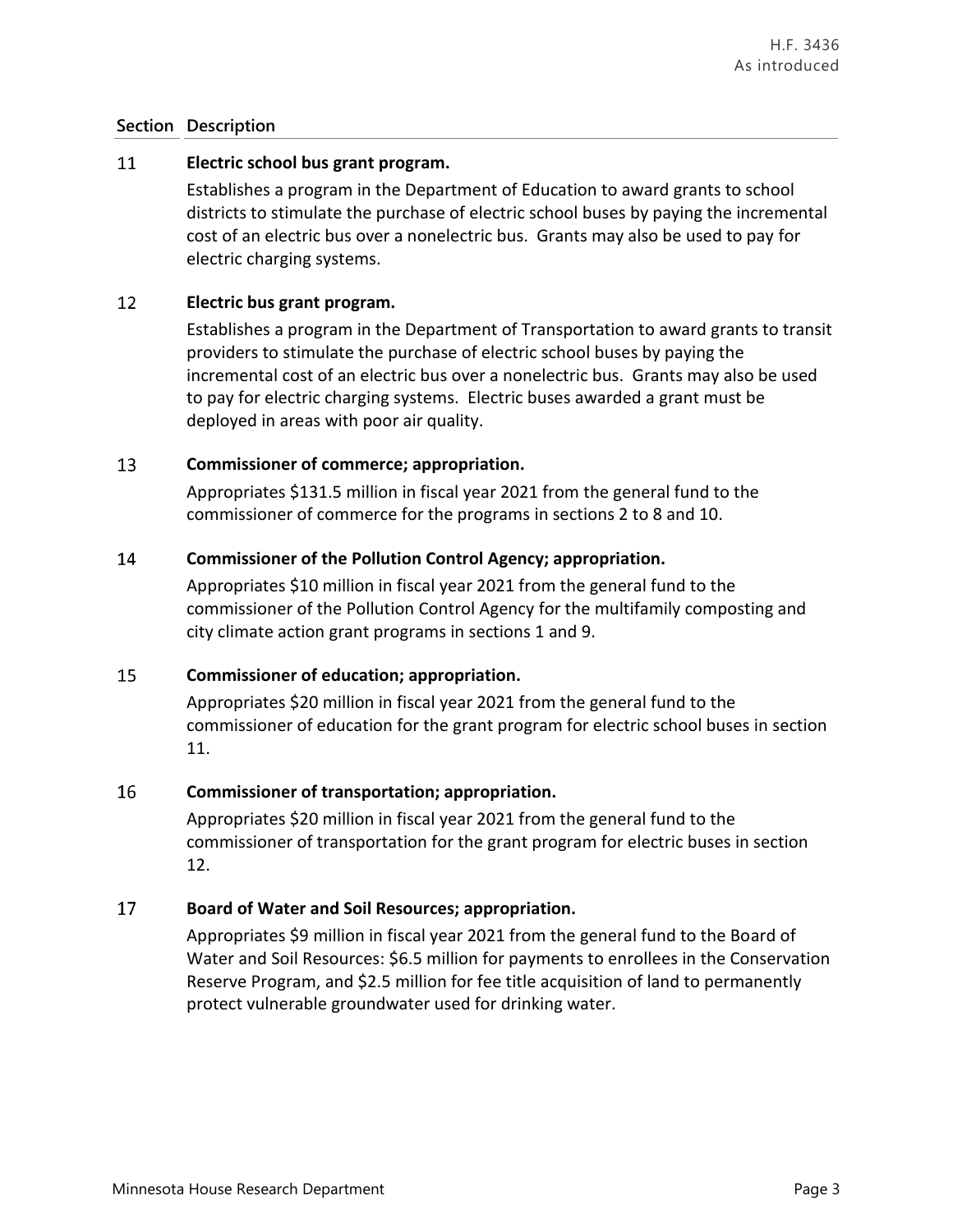| Section | Description |
|---|---|
| 11 | **Electric school bus grant program.**<br><br>Establishes a program in the Department of Education to award grants to school districts to stimulate the purchase of electric school buses by paying the incremental cost of an electric bus over a nonelectric bus. Grants may also be used to pay for electric charging systems. |
| 12 | **Electric bus grant program.**<br><br>Establishes a program in the Department of Transportation to award grants to transit providers to stimulate the purchase of electric school buses by paying the incremental cost of an electric bus over a nonelectric bus. Grants may also be used to pay for electric charging systems. Electric buses awarded a grant must be deployed in areas with poor air quality. |
| 13 | **Commissioner of commerce; appropriation.**<br><br>Appropriates $131.5 million in fiscal year 2021 from the general fund to the commissioner of commerce for the programs in sections 2 to 8 and 10. |
| 14 | **Commissioner of the Pollution Control Agency; appropriation.**<br><br>Appropriates $10 million in fiscal year 2021 from the general fund to the commissioner of the Pollution Control Agency for the multifamily composting and city climate action grant programs in sections 1 and 9. |
| 15 | **Commissioner of education; appropriation.**<br><br>Appropriates $20 million in fiscal year 2021 from the general fund to the commissioner of education for the grant program for electric school buses in section 11. |
| 16 | **Commissioner of transportation; appropriation.**<br><br>Appropriates $20 million in fiscal year 2021 from the general fund to the commissioner of transportation for the grant program for electric buses in section 12. |
| 17 | **Board of Water and Soil Resources; appropriation.**<br><br>Appropriates $9 million in fiscal year 2021 from the general fund to the Board of Water and Soil Resources: $6.5 million for payments to enrollees in the Conservation Reserve Program, and $2.5 million for fee title acquisition of land to permanently protect vulnerable groundwater used for drinking water. |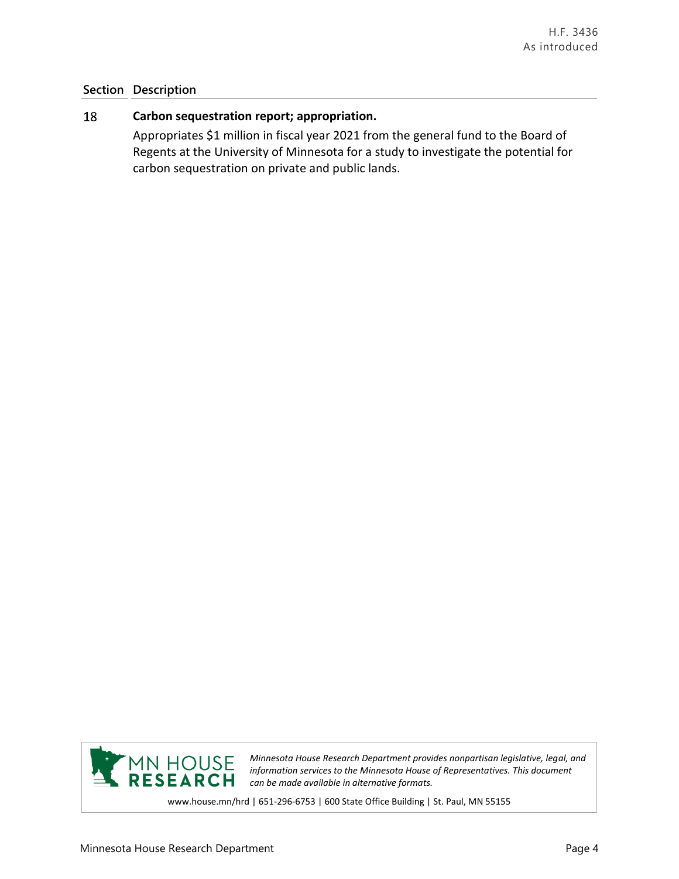| Section | Description |
|---|---|
| 18 | **Carbon sequestration report; appropriation.**<br>Appropriates $1 million in fiscal year 2021 from the general fund to the Board of Regents at the University of Minnesota for a study to investigate the potential for carbon sequestration on private and public lands. |

*Minnesota House Research Department provides nonpartisan legislative, legal, and information services to the Minnesota House of Representatives. This document can be made available in alternative formats.*

www.house.mn/hrd | 651-296-6753 | 600 State Office Building | St. Paul, MN 55155